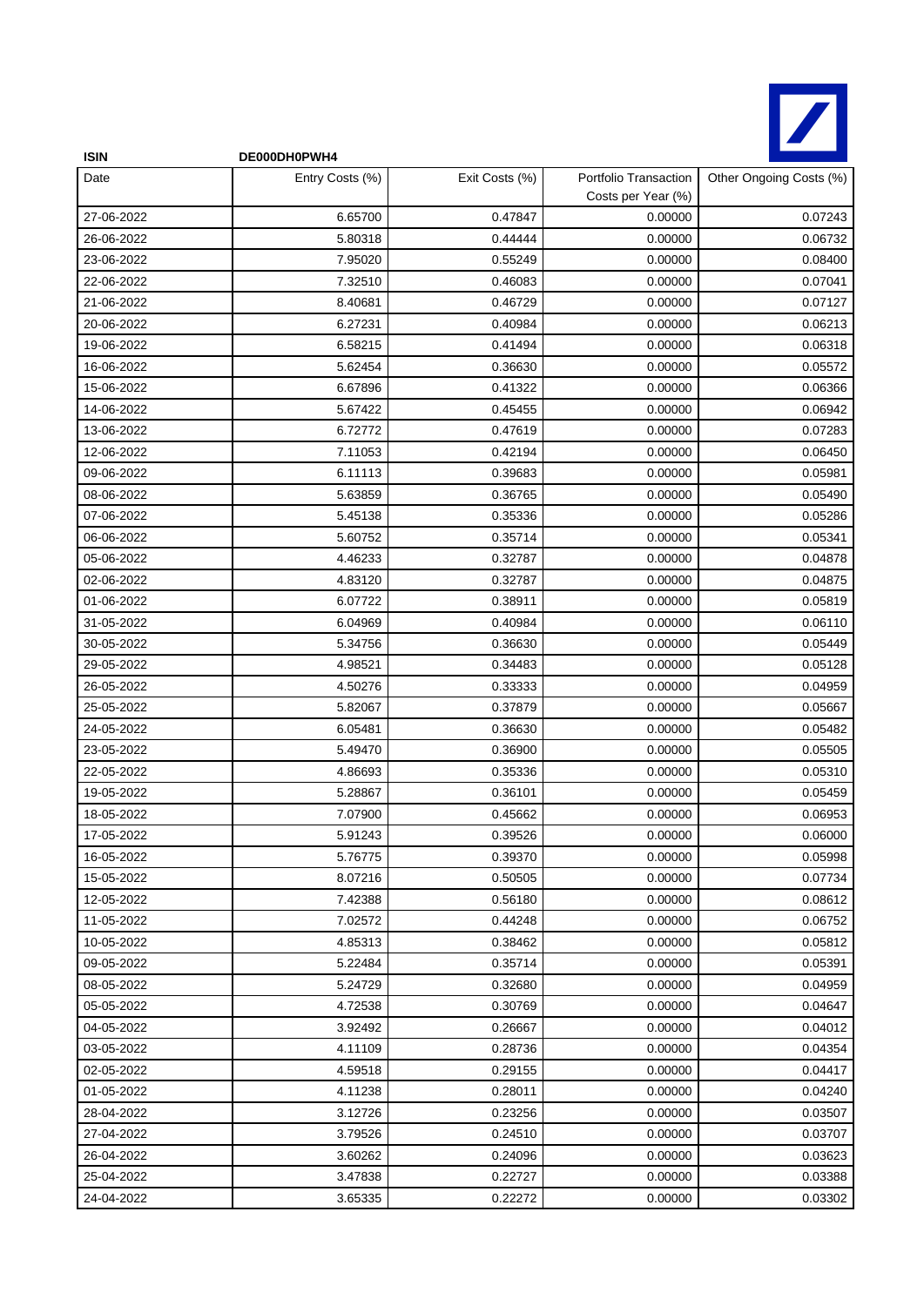| ISIN | DE000DH0PWH4 | | | |
|---|---|---|---|---|
| Date | Entry Costs (%) | Exit Costs (%) | Portfolio Transaction Costs per Year (%) | Other Ongoing Costs (%) |
| 27-06-2022 | 6.65700 | 0.47847 | 0.00000 | 0.07243 |
| 26-06-2022 | 5.80318 | 0.44444 | 0.00000 | 0.06732 |
| 23-06-2022 | 7.95020 | 0.55249 | 0.00000 | 0.08400 |
| 22-06-2022 | 7.32510 | 0.46083 | 0.00000 | 0.07041 |
| 21-06-2022 | 8.40681 | 0.46729 | 0.00000 | 0.07127 |
| 20-06-2022 | 6.27231 | 0.40984 | 0.00000 | 0.06213 |
| 19-06-2022 | 6.58215 | 0.41494 | 0.00000 | 0.06318 |
| 16-06-2022 | 5.62454 | 0.36630 | 0.00000 | 0.05572 |
| 15-06-2022 | 6.67896 | 0.41322 | 0.00000 | 0.06366 |
| 14-06-2022 | 5.67422 | 0.45455 | 0.00000 | 0.06942 |
| 13-06-2022 | 6.72772 | 0.47619 | 0.00000 | 0.07283 |
| 12-06-2022 | 7.11053 | 0.42194 | 0.00000 | 0.06450 |
| 09-06-2022 | 6.11113 | 0.39683 | 0.00000 | 0.05981 |
| 08-06-2022 | 5.63859 | 0.36765 | 0.00000 | 0.05490 |
| 07-06-2022 | 5.45138 | 0.35336 | 0.00000 | 0.05286 |
| 06-06-2022 | 5.60752 | 0.35714 | 0.00000 | 0.05341 |
| 05-06-2022 | 4.46233 | 0.32787 | 0.00000 | 0.04878 |
| 02-06-2022 | 4.83120 | 0.32787 | 0.00000 | 0.04875 |
| 01-06-2022 | 6.07722 | 0.38911 | 0.00000 | 0.05819 |
| 31-05-2022 | 6.04969 | 0.40984 | 0.00000 | 0.06110 |
| 30-05-2022 | 5.34756 | 0.36630 | 0.00000 | 0.05449 |
| 29-05-2022 | 4.98521 | 0.34483 | 0.00000 | 0.05128 |
| 26-05-2022 | 4.50276 | 0.33333 | 0.00000 | 0.04959 |
| 25-05-2022 | 5.82067 | 0.37879 | 0.00000 | 0.05667 |
| 24-05-2022 | 6.05481 | 0.36630 | 0.00000 | 0.05482 |
| 23-05-2022 | 5.49470 | 0.36900 | 0.00000 | 0.05505 |
| 22-05-2022 | 4.86693 | 0.35336 | 0.00000 | 0.05310 |
| 19-05-2022 | 5.28867 | 0.36101 | 0.00000 | 0.05459 |
| 18-05-2022 | 7.07900 | 0.45662 | 0.00000 | 0.06953 |
| 17-05-2022 | 5.91243 | 0.39526 | 0.00000 | 0.06000 |
| 16-05-2022 | 5.76775 | 0.39370 | 0.00000 | 0.05998 |
| 15-05-2022 | 8.07216 | 0.50505 | 0.00000 | 0.07734 |
| 12-05-2022 | 7.42388 | 0.56180 | 0.00000 | 0.08612 |
| 11-05-2022 | 7.02572 | 0.44248 | 0.00000 | 0.06752 |
| 10-05-2022 | 4.85313 | 0.38462 | 0.00000 | 0.05812 |
| 09-05-2022 | 5.22484 | 0.35714 | 0.00000 | 0.05391 |
| 08-05-2022 | 5.24729 | 0.32680 | 0.00000 | 0.04959 |
| 05-05-2022 | 4.72538 | 0.30769 | 0.00000 | 0.04647 |
| 04-05-2022 | 3.92492 | 0.26667 | 0.00000 | 0.04012 |
| 03-05-2022 | 4.11109 | 0.28736 | 0.00000 | 0.04354 |
| 02-05-2022 | 4.59518 | 0.29155 | 0.00000 | 0.04417 |
| 01-05-2022 | 4.11238 | 0.28011 | 0.00000 | 0.04240 |
| 28-04-2022 | 3.12726 | 0.23256 | 0.00000 | 0.03507 |
| 27-04-2022 | 3.79526 | 0.24510 | 0.00000 | 0.03707 |
| 26-04-2022 | 3.60262 | 0.24096 | 0.00000 | 0.03623 |
| 25-04-2022 | 3.47838 | 0.22727 | 0.00000 | 0.03388 |
| 24-04-2022 | 3.65335 | 0.22272 | 0.00000 | 0.03302 |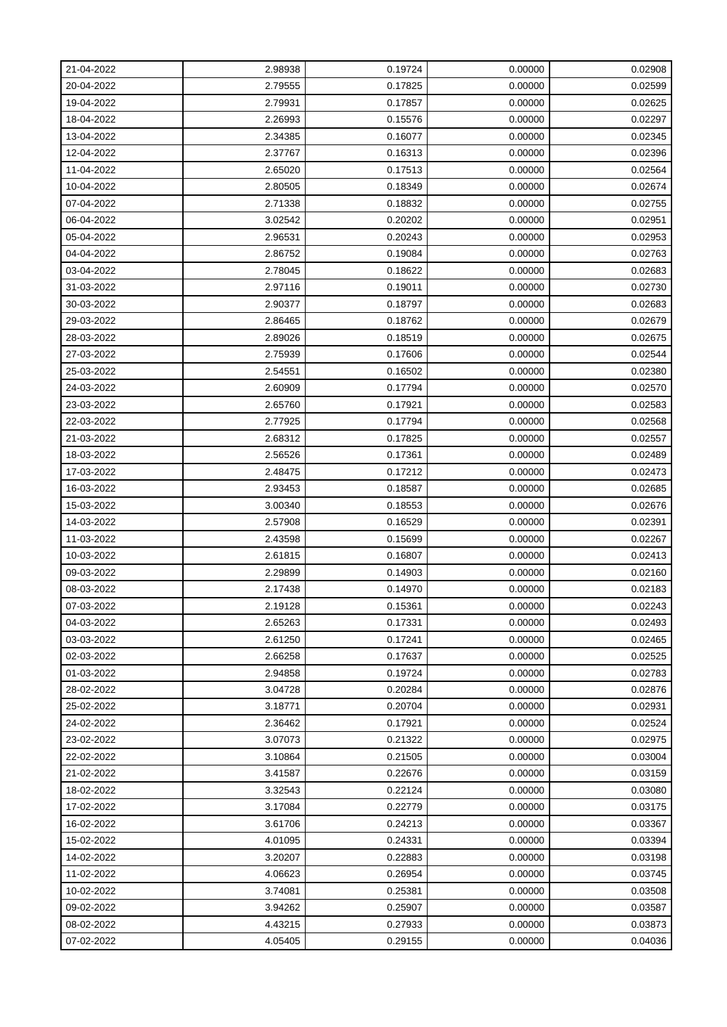| | | | | |
|---|---|---|---|---|
| 21-04-2022 | 2.98938 | 0.19724 | 0.00000 | 0.02908 |
| 20-04-2022 | 2.79555 | 0.17825 | 0.00000 | 0.02599 |
| 19-04-2022 | 2.79931 | 0.17857 | 0.00000 | 0.02625 |
| 18-04-2022 | 2.26993 | 0.15576 | 0.00000 | 0.02297 |
| 13-04-2022 | 2.34385 | 0.16077 | 0.00000 | 0.02345 |
| 12-04-2022 | 2.37767 | 0.16313 | 0.00000 | 0.02396 |
| 11-04-2022 | 2.65020 | 0.17513 | 0.00000 | 0.02564 |
| 10-04-2022 | 2.80505 | 0.18349 | 0.00000 | 0.02674 |
| 07-04-2022 | 2.71338 | 0.18832 | 0.00000 | 0.02755 |
| 06-04-2022 | 3.02542 | 0.20202 | 0.00000 | 0.02951 |
| 05-04-2022 | 2.96531 | 0.20243 | 0.00000 | 0.02953 |
| 04-04-2022 | 2.86752 | 0.19084 | 0.00000 | 0.02763 |
| 03-04-2022 | 2.78045 | 0.18622 | 0.00000 | 0.02683 |
| 31-03-2022 | 2.97116 | 0.19011 | 0.00000 | 0.02730 |
| 30-03-2022 | 2.90377 | 0.18797 | 0.00000 | 0.02683 |
| 29-03-2022 | 2.86465 | 0.18762 | 0.00000 | 0.02679 |
| 28-03-2022 | 2.89026 | 0.18519 | 0.00000 | 0.02675 |
| 27-03-2022 | 2.75939 | 0.17606 | 0.00000 | 0.02544 |
| 25-03-2022 | 2.54551 | 0.16502 | 0.00000 | 0.02380 |
| 24-03-2022 | 2.60909 | 0.17794 | 0.00000 | 0.02570 |
| 23-03-2022 | 2.65760 | 0.17921 | 0.00000 | 0.02583 |
| 22-03-2022 | 2.77925 | 0.17794 | 0.00000 | 0.02568 |
| 21-03-2022 | 2.68312 | 0.17825 | 0.00000 | 0.02557 |
| 18-03-2022 | 2.56526 | 0.17361 | 0.00000 | 0.02489 |
| 17-03-2022 | 2.48475 | 0.17212 | 0.00000 | 0.02473 |
| 16-03-2022 | 2.93453 | 0.18587 | 0.00000 | 0.02685 |
| 15-03-2022 | 3.00340 | 0.18553 | 0.00000 | 0.02676 |
| 14-03-2022 | 2.57908 | 0.16529 | 0.00000 | 0.02391 |
| 11-03-2022 | 2.43598 | 0.15699 | 0.00000 | 0.02267 |
| 10-03-2022 | 2.61815 | 0.16807 | 0.00000 | 0.02413 |
| 09-03-2022 | 2.29899 | 0.14903 | 0.00000 | 0.02160 |
| 08-03-2022 | 2.17438 | 0.14970 | 0.00000 | 0.02183 |
| 07-03-2022 | 2.19128 | 0.15361 | 0.00000 | 0.02243 |
| 04-03-2022 | 2.65263 | 0.17331 | 0.00000 | 0.02493 |
| 03-03-2022 | 2.61250 | 0.17241 | 0.00000 | 0.02465 |
| 02-03-2022 | 2.66258 | 0.17637 | 0.00000 | 0.02525 |
| 01-03-2022 | 2.94858 | 0.19724 | 0.00000 | 0.02783 |
| 28-02-2022 | 3.04728 | 0.20284 | 0.00000 | 0.02876 |
| 25-02-2022 | 3.18771 | 0.20704 | 0.00000 | 0.02931 |
| 24-02-2022 | 2.36462 | 0.17921 | 0.00000 | 0.02524 |
| 23-02-2022 | 3.07073 | 0.21322 | 0.00000 | 0.02975 |
| 22-02-2022 | 3.10864 | 0.21505 | 0.00000 | 0.03004 |
| 21-02-2022 | 3.41587 | 0.22676 | 0.00000 | 0.03159 |
| 18-02-2022 | 3.32543 | 0.22124 | 0.00000 | 0.03080 |
| 17-02-2022 | 3.17084 | 0.22779 | 0.00000 | 0.03175 |
| 16-02-2022 | 3.61706 | 0.24213 | 0.00000 | 0.03367 |
| 15-02-2022 | 4.01095 | 0.24331 | 0.00000 | 0.03394 |
| 14-02-2022 | 3.20207 | 0.22883 | 0.00000 | 0.03198 |
| 11-02-2022 | 4.06623 | 0.26954 | 0.00000 | 0.03745 |
| 10-02-2022 | 3.74081 | 0.25381 | 0.00000 | 0.03508 |
| 09-02-2022 | 3.94262 | 0.25907 | 0.00000 | 0.03587 |
| 08-02-2022 | 4.43215 | 0.27933 | 0.00000 | 0.03873 |
| 07-02-2022 | 4.05405 | 0.29155 | 0.00000 | 0.04036 |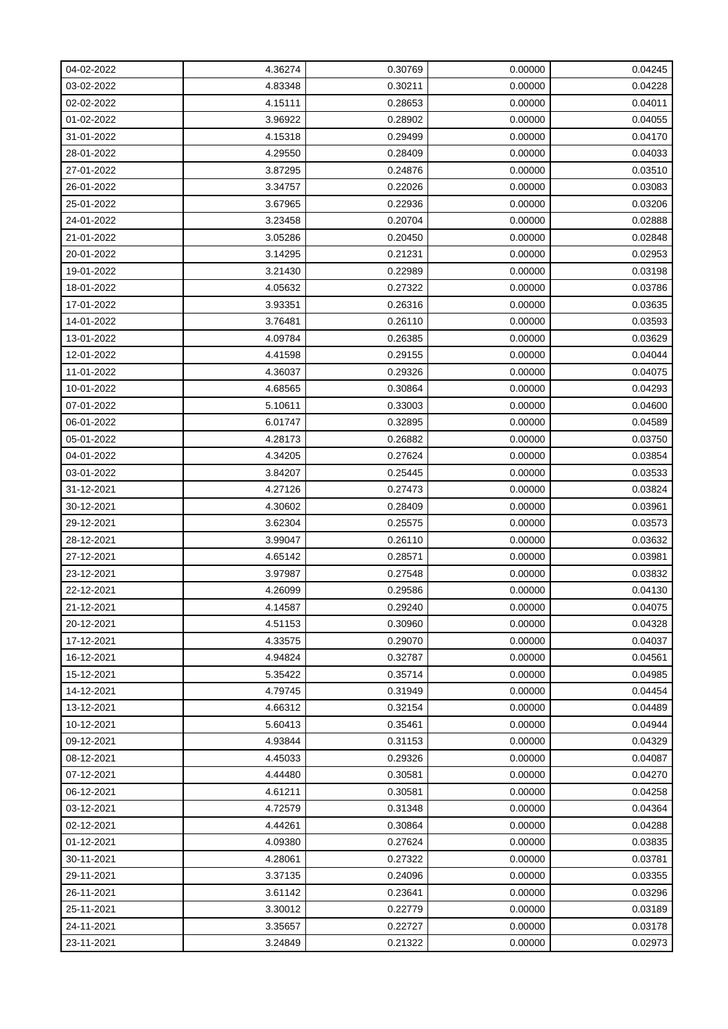| 04-02-2022 | 4.36274 | 0.30769 | 0.00000 | 0.04245 |
|---|---|---|---|---|
| 03-02-2022 | 4.83348 | 0.30211 | 0.00000 | 0.04228 |
| 02-02-2022 | 4.15111 | 0.28653 | 0.00000 | 0.04011 |
| 01-02-2022 | 3.96922 | 0.28902 | 0.00000 | 0.04055 |
| 31-01-2022 | 4.15318 | 0.29499 | 0.00000 | 0.04170 |
| 28-01-2022 | 4.29550 | 0.28409 | 0.00000 | 0.04033 |
| 27-01-2022 | 3.87295 | 0.24876 | 0.00000 | 0.03510 |
| 26-01-2022 | 3.34757 | 0.22026 | 0.00000 | 0.03083 |
| 25-01-2022 | 3.67965 | 0.22936 | 0.00000 | 0.03206 |
| 24-01-2022 | 3.23458 | 0.20704 | 0.00000 | 0.02888 |
| 21-01-2022 | 3.05286 | 0.20450 | 0.00000 | 0.02848 |
| 20-01-2022 | 3.14295 | 0.21231 | 0.00000 | 0.02953 |
| 19-01-2022 | 3.21430 | 0.22989 | 0.00000 | 0.03198 |
| 18-01-2022 | 4.05632 | 0.27322 | 0.00000 | 0.03786 |
| 17-01-2022 | 3.93351 | 0.26316 | 0.00000 | 0.03635 |
| 14-01-2022 | 3.76481 | 0.26110 | 0.00000 | 0.03593 |
| 13-01-2022 | 4.09784 | 0.26385 | 0.00000 | 0.03629 |
| 12-01-2022 | 4.41598 | 0.29155 | 0.00000 | 0.04044 |
| 11-01-2022 | 4.36037 | 0.29326 | 0.00000 | 0.04075 |
| 10-01-2022 | 4.68565 | 0.30864 | 0.00000 | 0.04293 |
| 07-01-2022 | 5.10611 | 0.33003 | 0.00000 | 0.04600 |
| 06-01-2022 | 6.01747 | 0.32895 | 0.00000 | 0.04589 |
| 05-01-2022 | 4.28173 | 0.26882 | 0.00000 | 0.03750 |
| 04-01-2022 | 4.34205 | 0.27624 | 0.00000 | 0.03854 |
| 03-01-2022 | 3.84207 | 0.25445 | 0.00000 | 0.03533 |
| 31-12-2021 | 4.27126 | 0.27473 | 0.00000 | 0.03824 |
| 30-12-2021 | 4.30602 | 0.28409 | 0.00000 | 0.03961 |
| 29-12-2021 | 3.62304 | 0.25575 | 0.00000 | 0.03573 |
| 28-12-2021 | 3.99047 | 0.26110 | 0.00000 | 0.03632 |
| 27-12-2021 | 4.65142 | 0.28571 | 0.00000 | 0.03981 |
| 23-12-2021 | 3.97987 | 0.27548 | 0.00000 | 0.03832 |
| 22-12-2021 | 4.26099 | 0.29586 | 0.00000 | 0.04130 |
| 21-12-2021 | 4.14587 | 0.29240 | 0.00000 | 0.04075 |
| 20-12-2021 | 4.51153 | 0.30960 | 0.00000 | 0.04328 |
| 17-12-2021 | 4.33575 | 0.29070 | 0.00000 | 0.04037 |
| 16-12-2021 | 4.94824 | 0.32787 | 0.00000 | 0.04561 |
| 15-12-2021 | 5.35422 | 0.35714 | 0.00000 | 0.04985 |
| 14-12-2021 | 4.79745 | 0.31949 | 0.00000 | 0.04454 |
| 13-12-2021 | 4.66312 | 0.32154 | 0.00000 | 0.04489 |
| 10-12-2021 | 5.60413 | 0.35461 | 0.00000 | 0.04944 |
| 09-12-2021 | 4.93844 | 0.31153 | 0.00000 | 0.04329 |
| 08-12-2021 | 4.45033 | 0.29326 | 0.00000 | 0.04087 |
| 07-12-2021 | 4.44480 | 0.30581 | 0.00000 | 0.04270 |
| 06-12-2021 | 4.61211 | 0.30581 | 0.00000 | 0.04258 |
| 03-12-2021 | 4.72579 | 0.31348 | 0.00000 | 0.04364 |
| 02-12-2021 | 4.44261 | 0.30864 | 0.00000 | 0.04288 |
| 01-12-2021 | 4.09380 | 0.27624 | 0.00000 | 0.03835 |
| 30-11-2021 | 4.28061 | 0.27322 | 0.00000 | 0.03781 |
| 29-11-2021 | 3.37135 | 0.24096 | 0.00000 | 0.03355 |
| 26-11-2021 | 3.61142 | 0.23641 | 0.00000 | 0.03296 |
| 25-11-2021 | 3.30012 | 0.22779 | 0.00000 | 0.03189 |
| 24-11-2021 | 3.35657 | 0.22727 | 0.00000 | 0.03178 |
| 23-11-2021 | 3.24849 | 0.21322 | 0.00000 | 0.02973 |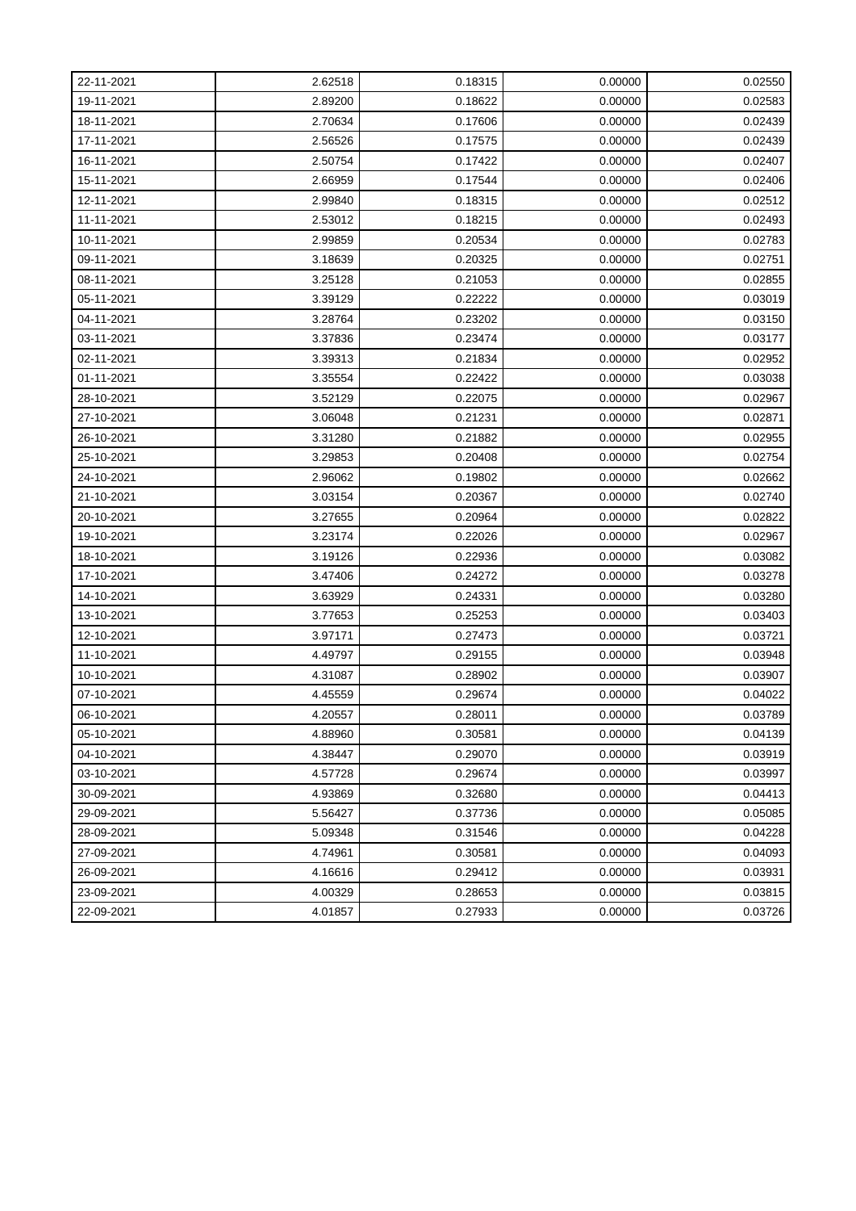| | | | | |
|---|---|---|---|---|
| 22-11-2021 | 2.62518 | 0.18315 | 0.00000 | 0.02550 |
| 19-11-2021 | 2.89200 | 0.18622 | 0.00000 | 0.02583 |
| 18-11-2021 | 2.70634 | 0.17606 | 0.00000 | 0.02439 |
| 17-11-2021 | 2.56526 | 0.17575 | 0.00000 | 0.02439 |
| 16-11-2021 | 2.50754 | 0.17422 | 0.00000 | 0.02407 |
| 15-11-2021 | 2.66959 | 0.17544 | 0.00000 | 0.02406 |
| 12-11-2021 | 2.99840 | 0.18315 | 0.00000 | 0.02512 |
| 11-11-2021 | 2.53012 | 0.18215 | 0.00000 | 0.02493 |
| 10-11-2021 | 2.99859 | 0.20534 | 0.00000 | 0.02783 |
| 09-11-2021 | 3.18639 | 0.20325 | 0.00000 | 0.02751 |
| 08-11-2021 | 3.25128 | 0.21053 | 0.00000 | 0.02855 |
| 05-11-2021 | 3.39129 | 0.22222 | 0.00000 | 0.03019 |
| 04-11-2021 | 3.28764 | 0.23202 | 0.00000 | 0.03150 |
| 03-11-2021 | 3.37836 | 0.23474 | 0.00000 | 0.03177 |
| 02-11-2021 | 3.39313 | 0.21834 | 0.00000 | 0.02952 |
| 01-11-2021 | 3.35554 | 0.22422 | 0.00000 | 0.03038 |
| 28-10-2021 | 3.52129 | 0.22075 | 0.00000 | 0.02967 |
| 27-10-2021 | 3.06048 | 0.21231 | 0.00000 | 0.02871 |
| 26-10-2021 | 3.31280 | 0.21882 | 0.00000 | 0.02955 |
| 25-10-2021 | 3.29853 | 0.20408 | 0.00000 | 0.02754 |
| 24-10-2021 | 2.96062 | 0.19802 | 0.00000 | 0.02662 |
| 21-10-2021 | 3.03154 | 0.20367 | 0.00000 | 0.02740 |
| 20-10-2021 | 3.27655 | 0.20964 | 0.00000 | 0.02822 |
| 19-10-2021 | 3.23174 | 0.22026 | 0.00000 | 0.02967 |
| 18-10-2021 | 3.19126 | 0.22936 | 0.00000 | 0.03082 |
| 17-10-2021 | 3.47406 | 0.24272 | 0.00000 | 0.03278 |
| 14-10-2021 | 3.63929 | 0.24331 | 0.00000 | 0.03280 |
| 13-10-2021 | 3.77653 | 0.25253 | 0.00000 | 0.03403 |
| 12-10-2021 | 3.97171 | 0.27473 | 0.00000 | 0.03721 |
| 11-10-2021 | 4.49797 | 0.29155 | 0.00000 | 0.03948 |
| 10-10-2021 | 4.31087 | 0.28902 | 0.00000 | 0.03907 |
| 07-10-2021 | 4.45559 | 0.29674 | 0.00000 | 0.04022 |
| 06-10-2021 | 4.20557 | 0.28011 | 0.00000 | 0.03789 |
| 05-10-2021 | 4.88960 | 0.30581 | 0.00000 | 0.04139 |
| 04-10-2021 | 4.38447 | 0.29070 | 0.00000 | 0.03919 |
| 03-10-2021 | 4.57728 | 0.29674 | 0.00000 | 0.03997 |
| 30-09-2021 | 4.93869 | 0.32680 | 0.00000 | 0.04413 |
| 29-09-2021 | 5.56427 | 0.37736 | 0.00000 | 0.05085 |
| 28-09-2021 | 5.09348 | 0.31546 | 0.00000 | 0.04228 |
| 27-09-2021 | 4.74961 | 0.30581 | 0.00000 | 0.04093 |
| 26-09-2021 | 4.16616 | 0.29412 | 0.00000 | 0.03931 |
| 23-09-2021 | 4.00329 | 0.28653 | 0.00000 | 0.03815 |
| 22-09-2021 | 4.01857 | 0.27933 | 0.00000 | 0.03726 |